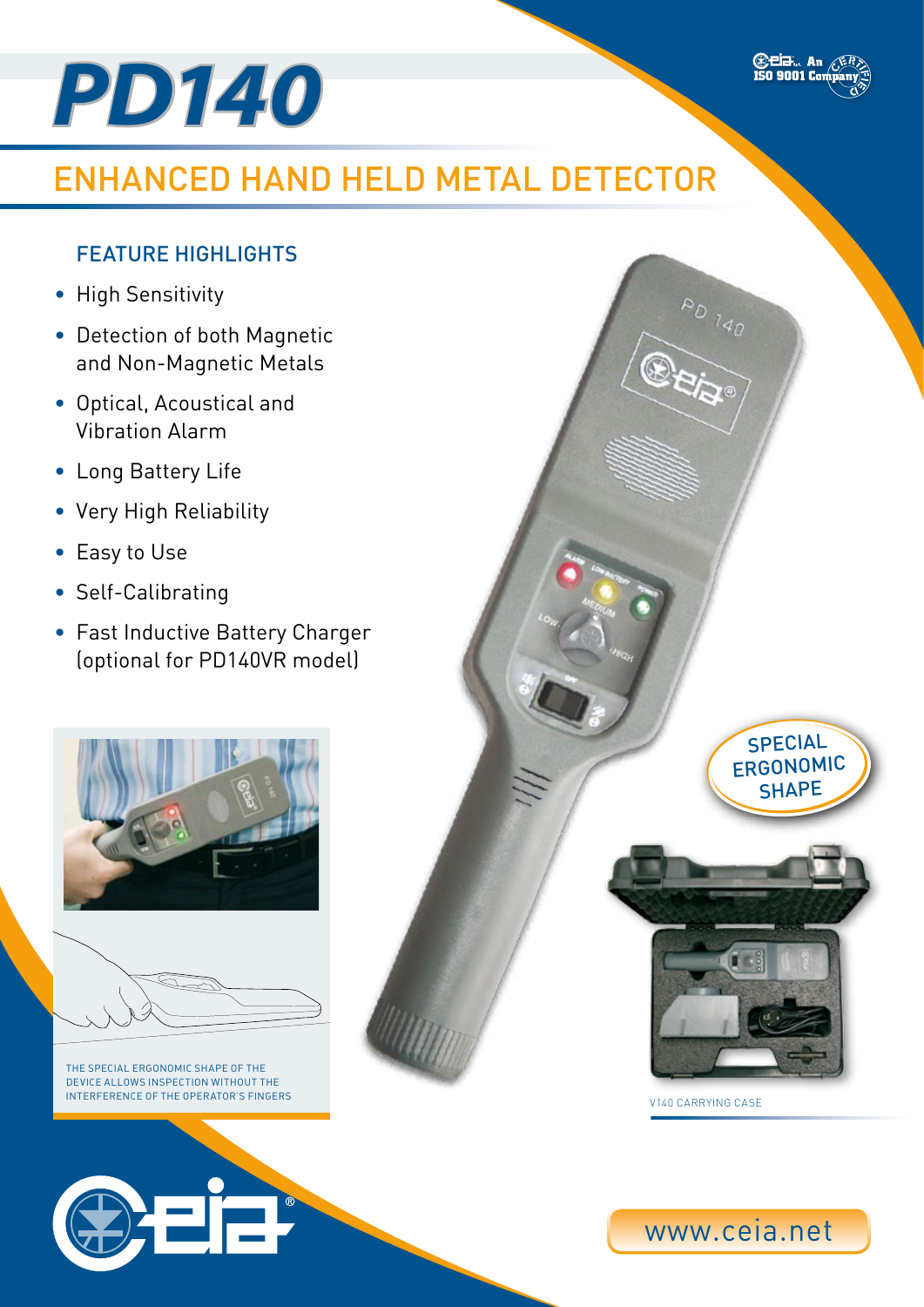# PD140

An ISO 9001 Company

## ENHANCED HAND HELD METAL DETECTOR

### FEATURE HIGHLIGHTS

- High Sensitivity
- Detection of both Magnetic and Non-Magnetic Metals
- Optical, Acoustical and Vibration Alarm
- Long Battery Life
- Very High Reliability
- Easy to Use
- Self-Calibrating
- Fast Inductive Battery Charger (optional for PD140VR model)

SPECIAL ERGONOMIC SHAPE

THE SPECIAL ERGONOMIC SHAPE OF THE DEVICE ALLOWS INSPECTION WITHOUT THE INTERFERENCE OF THE OPERATOR'S FINGERS

V140 CARRYING CASE

www.ceia.net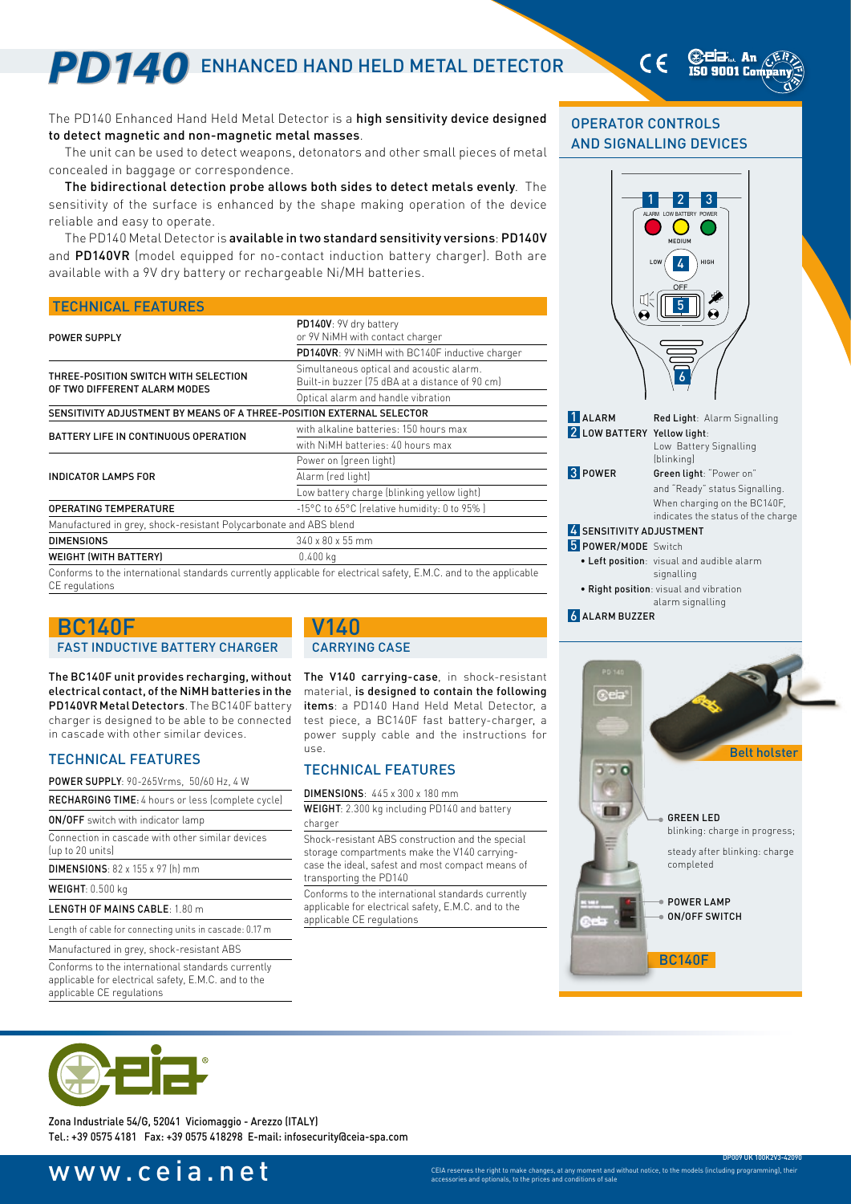# PD140 ENHANCED HAND HELD METAL DETECTOR

The PD140 Enhanced Hand Held Metal Detector is a **high sensitivity device designed to detect magnetic and non-magnetic metal masses**.

The unit can be used to detect weapons, detonators and other small pieces of metal concealed in baggage or correspondence.

**The bidirectional detection probe allows both sides to detect metals evenly**. The sensitivity of the surface is enhanced by the shape making operation of the device reliable and easy to operate.

The PD140 Metal Detector is **available in two standard sensitivity versions**: **PD140V** and **PD140VR** (model equipped for no-contact induction battery charger). Both are available with a 9V dry battery or rechargeable Ni/MH batteries.

## TECHNICAL FEATURES

| | |
|---|---|
| POWER SUPPLY | **PD140V**: 9V dry battery or 9V NiMH with contact charger |
| | **PD140VR**: 9V NiMH with BC140F inductive charger |
| THREE-POSITION SWITCH WITH SELECTION OF TWO DIFFERENT ALARM MODES | Simultaneous optical and acoustic alarm. Built-in buzzer (75 dBA at a distance of 90 cm) |
| | Optical alarm and handle vibration |
| SENSITIVITY ADJUSTMENT BY MEANS OF A THREE-POSITION EXTERNAL SELECTOR | |
| BATTERY LIFE IN CONTINUOUS OPERATION | with alkaline batteries: 150 hours max |
| | with NiMH batteries: 40 hours max |
| INDICATOR LAMPS FOR | Power on (green light) |
| | Alarm (red light) |
| | Low battery charge (blinking yellow light) |
| OPERATING TEMPERATURE | -15°C to 65°C (relative humidity: 0 to 95% ) |
| Manufactured in grey, shock-resistant Polycarbonate and ABS blend | |
| DIMENSIONS | 340 x 80 x 55 mm |
| WEIGHT (WITH BATTERY) | 0.400 kg |

Conforms to the international standards currently applicable for electrical safety, E.M.C. and to the applicable CE regulations

## OPERATOR CONTROLS AND SIGNALLING DEVICES

1 ALARM LOW BATTERY POWER 2 3
MEDIUM
LOW 4 HIGH
OFF
5
6

- **1 ALARM** — **Red Light**: Alarm Signalling
- **2 LOW BATTERY** — **Yellow light**: Low Battery Signalling (blinking)
- **3 POWER** — **Green light**: "Power on" and "Ready" status Signalling. When charging on the BC140F, indicates the status of the charge
- **4 SENSITIVITY ADJUSTMENT**
- **5 POWER/MODE** Switch
  - **Left position**: visual and audible alarm signalling
  - **Right position**: visual and vibration alarm signalling
- **6 ALARM BUZZER**

## BC140F

### FAST INDUCTIVE BATTERY CHARGER

**The BC140F unit provides recharging, without electrical contact, of the NiMH batteries in the PD140VR Metal Detectors**. The BC140F battery charger is designed to be able to be connected in cascade with other similar devices.

### TECHNICAL FEATURES

- **POWER SUPPLY**: 90-265Vrms, 50/60 Hz, 4 W
- **RECHARGING TIME**: 4 hours or less (complete cycle)
- **ON/OFF** switch with indicator lamp
- Connection in cascade with other similar devices (up to 20 units)
- **DIMENSIONS**: 82 x 155 x 97 (h) mm
- **WEIGHT**: 0.500 kg
- **LENGTH OF MAINS CABLE**: 1.80 m
- Length of cable for connecting units in cascade: 0.17 m
- Manufactured in grey, shock-resistant ABS
- Conforms to the international standards currently applicable for electrical safety, E.M.C. and to the applicable CE regulations

## V140

### CARRYING CASE

**The V140 carrying-case**, in shock-resistant material, **is designed to contain the following items**: a PD140 Hand Held Metal Detector, a test piece, a BC140F fast battery-charger, a power supply cable and the instructions for use.

### TECHNICAL FEATURES

- **DIMENSIONS**: 445 x 300 x 180 mm
- **WEIGHT**: 2.300 kg including PD140 and battery charger
- Shock-resistant ABS construction and the special storage compartments make the V140 carrying-case the ideal, safest and most compact means of transporting the PD140
- Conforms to the international standards currently applicable for electrical safety, E.M.C. and to the applicable CE regulations

Belt holster

GREEN LED
blinking: charge in progress;
steady after blinking: charge completed

POWER LAMP
ON/OFF SWITCH

BC140F

Zona Industriale 54/G, 52041 Viciomaggio - Arezzo (ITALY)
Tel.: +39 0575 4181 Fax: +39 0575 418298 E-mail: infosecurity@ceia-spa.com

www.ceia.net

DP009 UK 100K2V3-42090

CEIA reserves the right to make changes, at any moment and without notice, to the models (including programming), their accessories and optionals, to the prices and conditions of sale